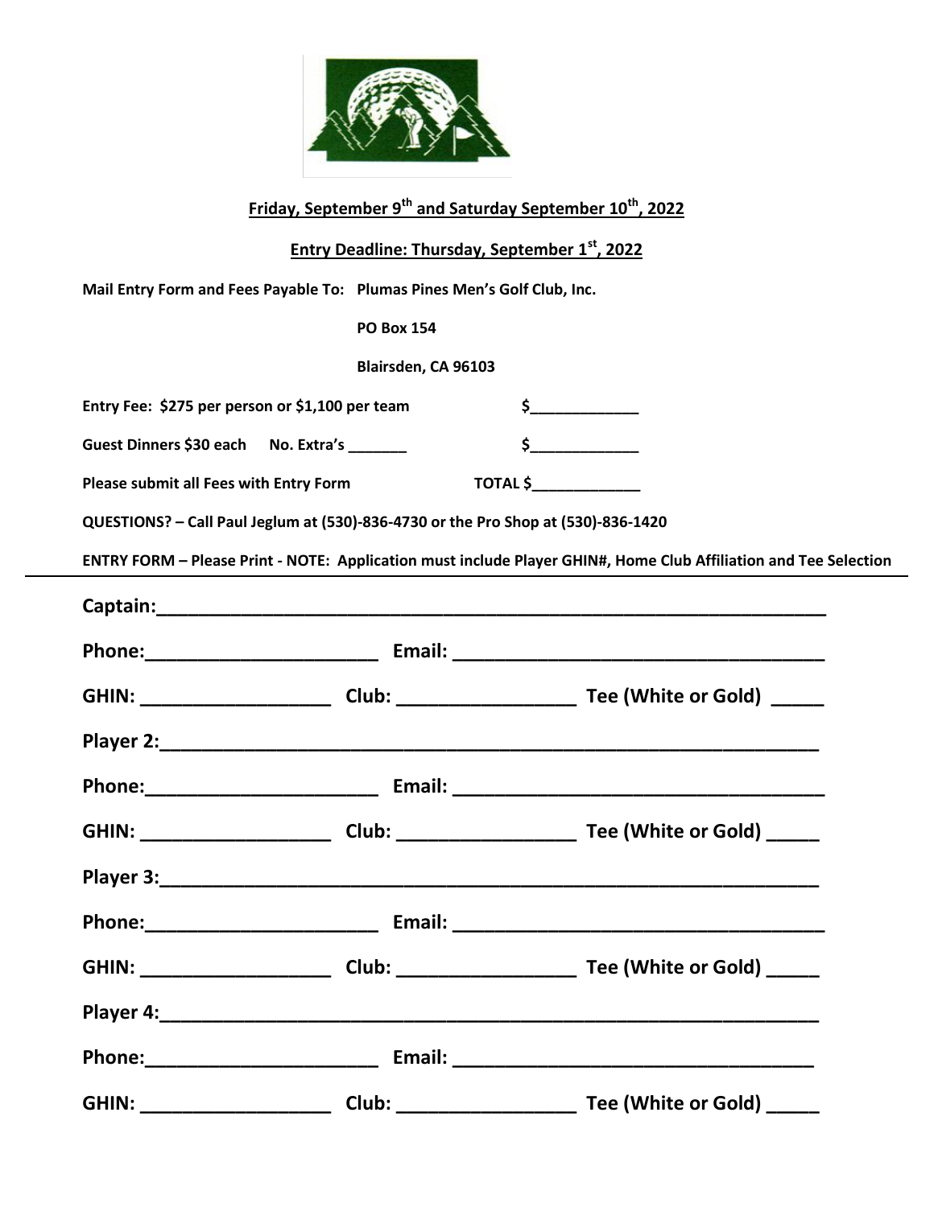**Friday, September 9th and Saturday September 10th, 2022**

**Entry Deadline: Thursday, September 1st, 2022**

**Mail Entry Form and Fees Payable To:** **Plumas Pines Men's Golf Club, Inc.**

**PO Box 154**

**Blairsden, CA 96103**

**Entry Fee: $275 per person or $1,100 per team** $_____________

**Guest Dinners $30 each No. Extra's _______** $_____________

**Please submit all Fees with Entry Form** **TOTAL $_____________**

**QUESTIONS? – Call Paul Jeglum at (530)-836-4730 or the Pro Shop at (530)-836-1420**

**ENTRY FORM – Please Print - NOTE: Application must include Player GHIN#, Home Club Affiliation and Tee Selection**

---

**Captain:**_______________________________________________________________

**Phone:**______________________ **Email:** ___________________________________

**GHIN:** __________________ **Club:** _________________ **Tee (White or Gold)** _____

**Player 2:**______________________________________________________________

**Phone:**______________________ **Email:** ___________________________________

**GHIN:** __________________ **Club:** _________________ **Tee (White or Gold)** _____

**Player 3:**______________________________________________________________

**Phone:**______________________ **Email:** ___________________________________

**GHIN:** __________________ **Club:** _________________ **Tee (White or Gold)** _____

**Player 4:**______________________________________________________________

**Phone:**______________________ **Email:** __________________________________

**GHIN:** __________________ **Club:** _________________ **Tee (White or Gold)** _____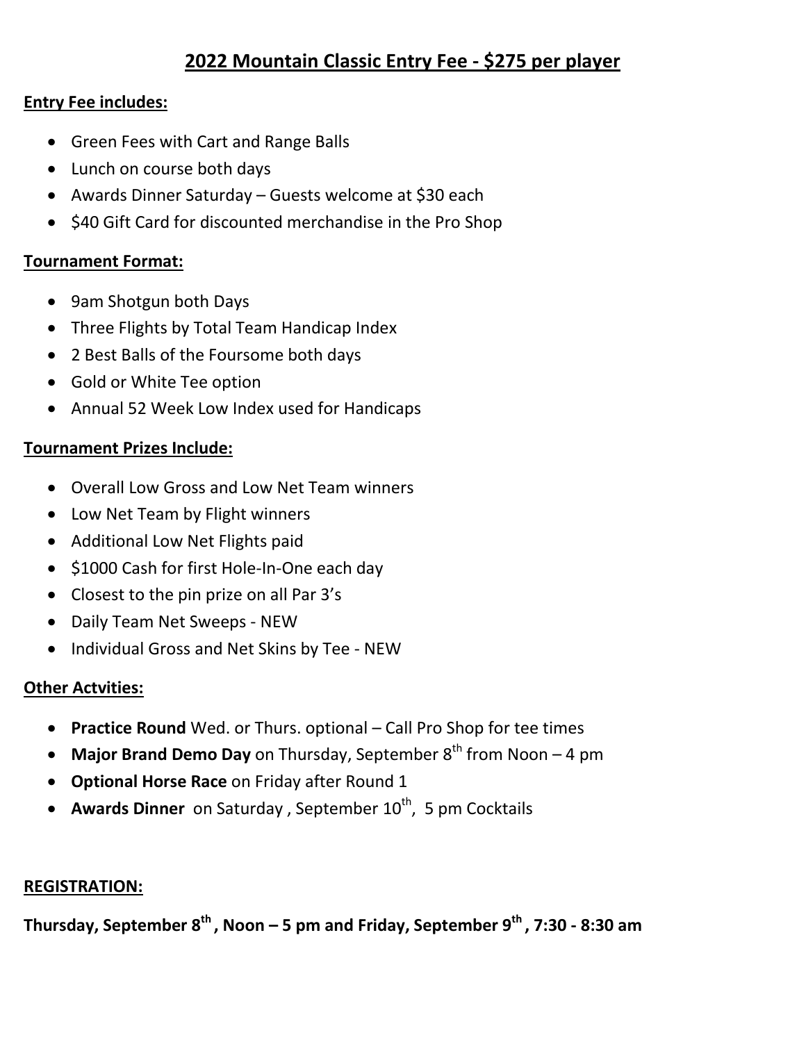# 2022 Mountain Classic Entry Fee - $275 per player

**Entry Fee includes:**

- Green Fees with Cart and Range Balls
- Lunch on course both days
- Awards Dinner Saturday – Guests welcome at $30 each
- $40 Gift Card for discounted merchandise in the Pro Shop

**Tournament Format:**

- 9am Shotgun both Days
- Three Flights by Total Team Handicap Index
- 2 Best Balls of the Foursome both days
- Gold or White Tee option
- Annual 52 Week Low Index used for Handicaps

**Tournament Prizes Include:**

- Overall Low Gross and Low Net Team winners
- Low Net Team by Flight winners
- Additional Low Net Flights paid
- $1000 Cash for first Hole-In-One each day
- Closest to the pin prize on all Par 3's
- Daily Team Net Sweeps - NEW
- Individual Gross and Net Skins by Tee - NEW

**Other Actvities:**

- **Practice Round** Wed. or Thurs. optional – Call Pro Shop for tee times
- **Major Brand Demo Day** on Thursday, September 8th from Noon – 4 pm
- **Optional Horse Race** on Friday after Round 1
- **Awards Dinner** on Saturday , September 10th, 5 pm Cocktails

**REGISTRATION:**

**Thursday, September 8th , Noon – 5 pm and Friday, September 9th , 7:30 - 8:30 am**